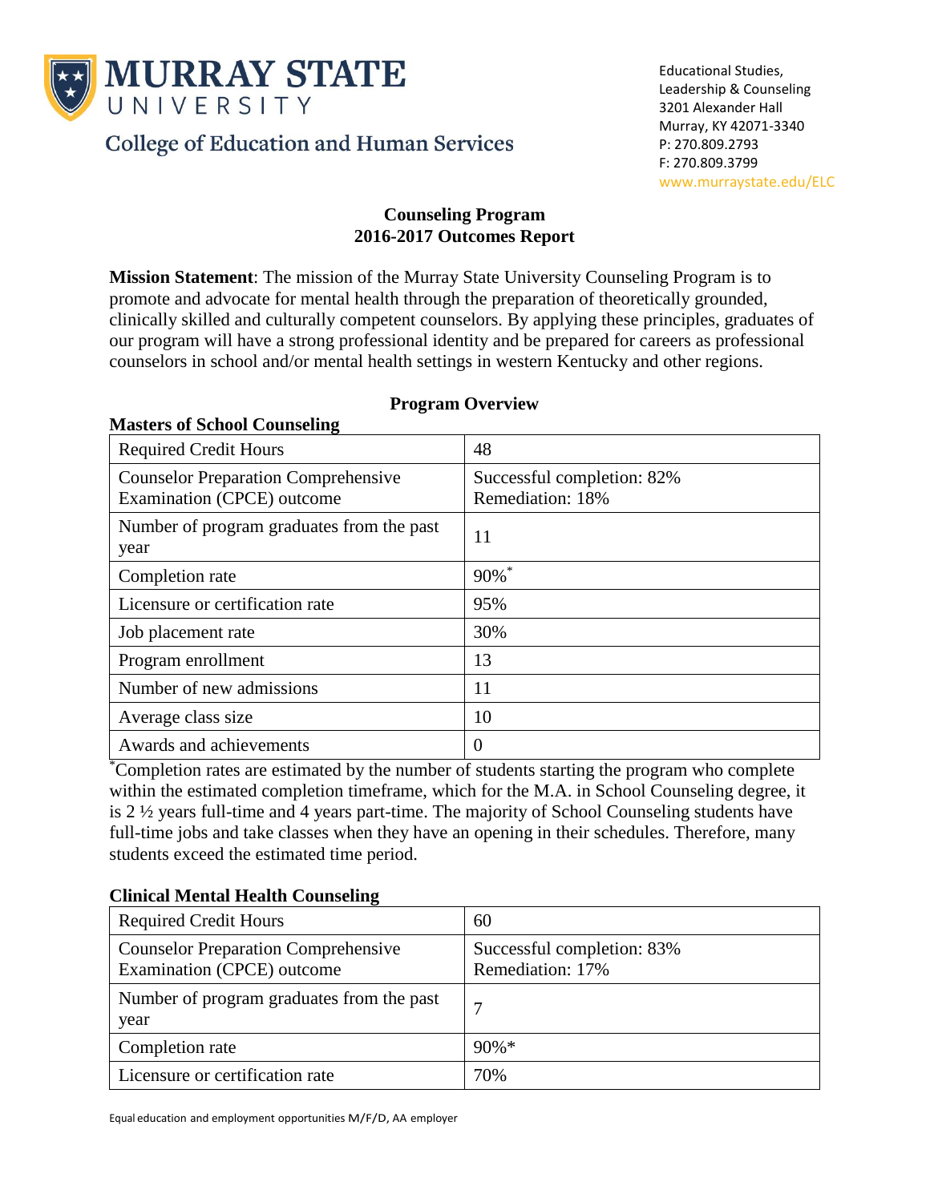# MURRAY STATE UNIVERSITY

College of Education and Human Services

Educational Studies,
Leadership & Counseling
3201 Alexander Hall
Murray, KY 42071-3340
P: 270.809.2793
F: 270.809.3799
www.murraystate.edu/ELC

## Counseling Program
## 2016-2017 Outcomes Report

**Mission Statement**: The mission of the Murray State University Counseling Program is to promote and advocate for mental health through the preparation of theoretically grounded, clinically skilled and culturally competent counselors. By applying these principles, graduates of our program will have a strong professional identity and be prepared for careers as professional counselors in school and/or mental health settings in western Kentucky and other regions.

### Program Overview

**Masters of School Counseling**

| Required Credit Hours | 48 |
|---|---|
| Counselor Preparation Comprehensive Examination (CPCE) outcome | Successful completion: 82%<br>Remediation: 18% |
| Number of program graduates from the past year | 11 |
| Completion rate | 90%* |
| Licensure or certification rate | 95% |
| Job placement rate | 30% |
| Program enrollment | 13 |
| Number of new admissions | 11 |
| Average class size | 10 |
| Awards and achievements | 0 |

*Completion rates are estimated by the number of students starting the program who complete within the estimated completion timeframe, which for the M.A. in School Counseling degree, it is 2 ½ years full-time and 4 years part-time. The majority of School Counseling students have full-time jobs and take classes when they have an opening in their schedules. Therefore, many students exceed the estimated time period.

**Clinical Mental Health Counseling**

| Required Credit Hours | 60 |
|---|---|
| Counselor Preparation Comprehensive Examination (CPCE) outcome | Successful completion: 83%<br>Remediation: 17% |
| Number of program graduates from the past year | 7 |
| Completion rate | 90%* |
| Licensure or certification rate | 70% |

Equal education and employment opportunities M/F/D, AA employer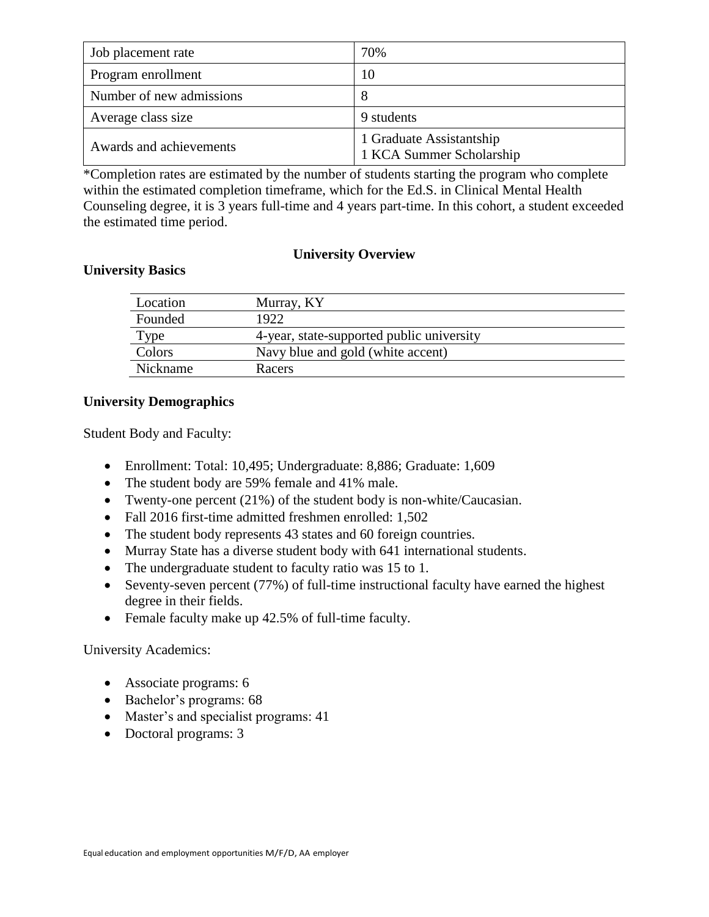| | |
|---|---|
| Job placement rate | 70% |
| Program enrollment | 10 |
| Number of new admissions | 8 |
| Average class size | 9 students |
| Awards and achievements | 1 Graduate Assistantship<br>1 KCA Summer Scholarship |

*Completion rates are estimated by the number of students starting the program who complete within the estimated completion timeframe, which for the Ed.S. in Clinical Mental Health Counseling degree, it is 3 years full-time and 4 years part-time. In this cohort, a student exceeded the estimated time period.

## University Overview

### University Basics

| | |
|---|---|
| Location | Murray, KY |
| Founded | 1922 |
| Type | 4-year, state-supported public university |
| Colors | Navy blue and gold (white accent) |
| Nickname | Racers |

### University Demographics

Student Body and Faculty:

- Enrollment: Total: 10,495; Undergraduate: 8,886; Graduate: 1,609
- The student body are 59% female and 41% male.
- Twenty-one percent (21%) of the student body is non-white/Caucasian.
- Fall 2016 first-time admitted freshmen enrolled: 1,502
- The student body represents 43 states and 60 foreign countries.
- Murray State has a diverse student body with 641 international students.
- The undergraduate student to faculty ratio was 15 to 1.
- Seventy-seven percent (77%) of full-time instructional faculty have earned the highest degree in their fields.
- Female faculty make up 42.5% of full-time faculty.

University Academics:

- Associate programs: 6
- Bachelor's programs: 68
- Master's and specialist programs: 41
- Doctoral programs: 3

Equal education and employment opportunities M/F/D, AA employer